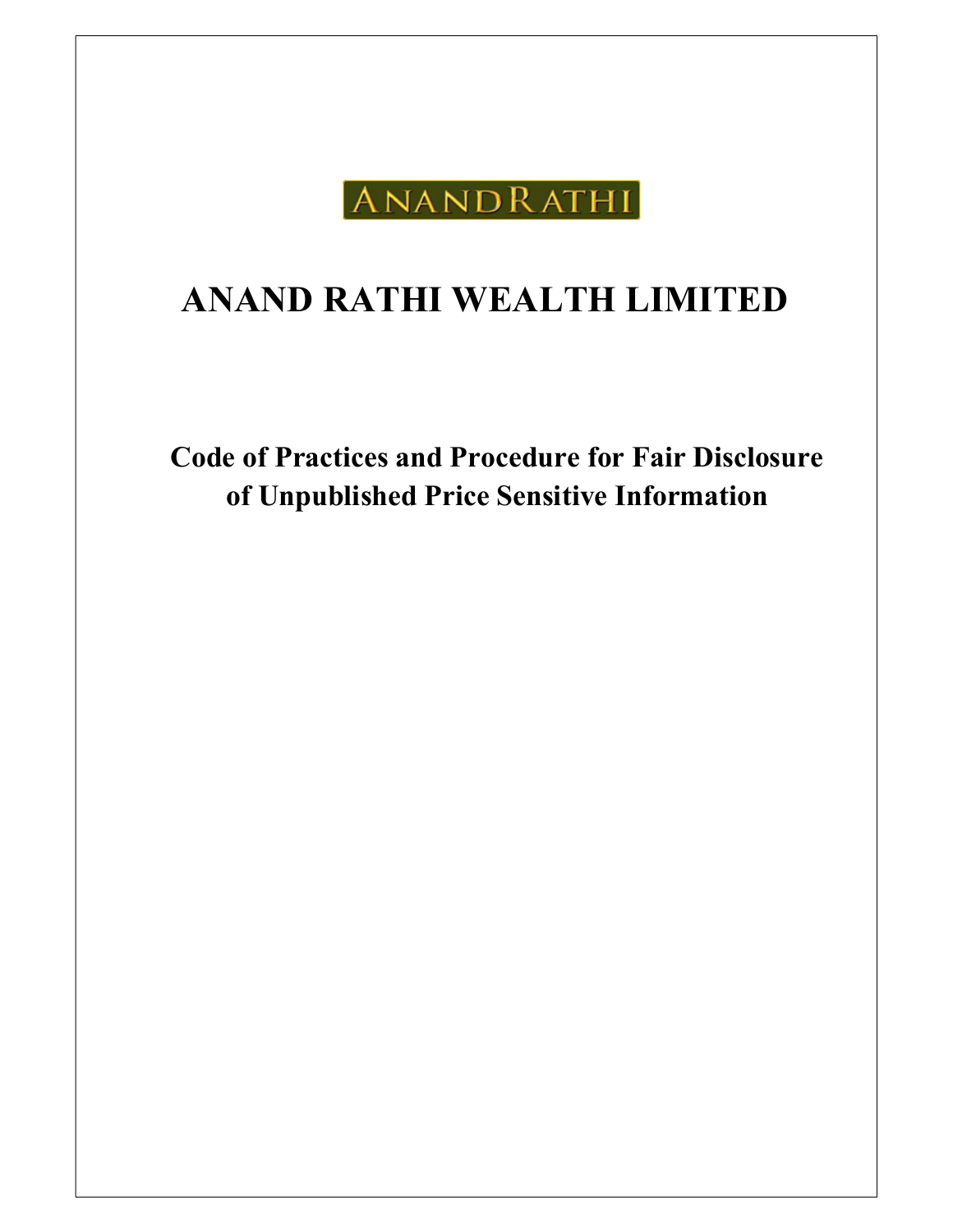ANANDRATHI

# ANAND RATHI WEALTH LIMITED

## Code of Practices and Procedure for Fair Disclosure of Unpublished Price Sensitive Information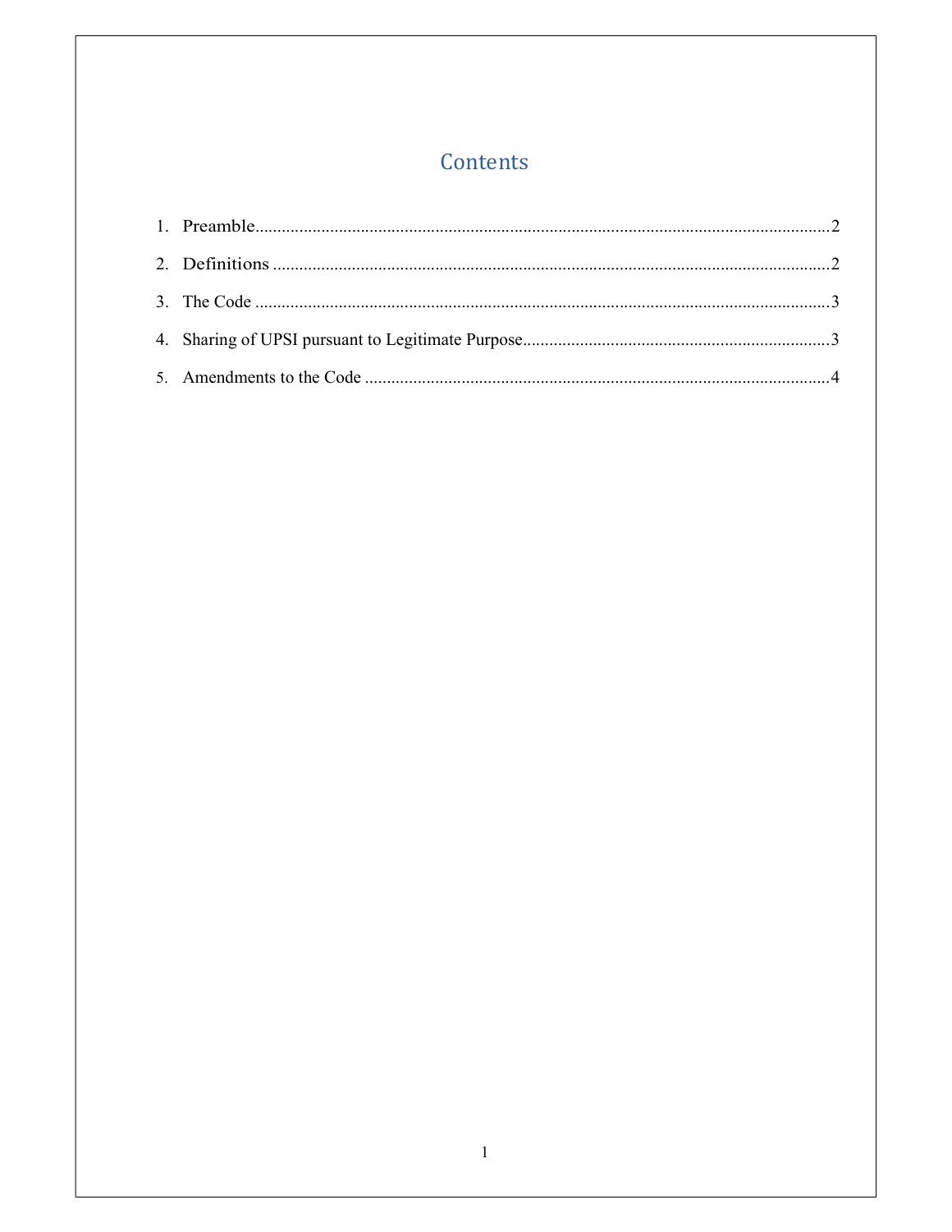# Contents

1. Preamble....................................................................................................................2
2. Definitions ...............................................................................................................2
3. The Code ..................................................................................................................3
4. Sharing of UPSI pursuant to Legitimate Purpose......................................................................3
5. Amendments to the Code ..........................................................................................4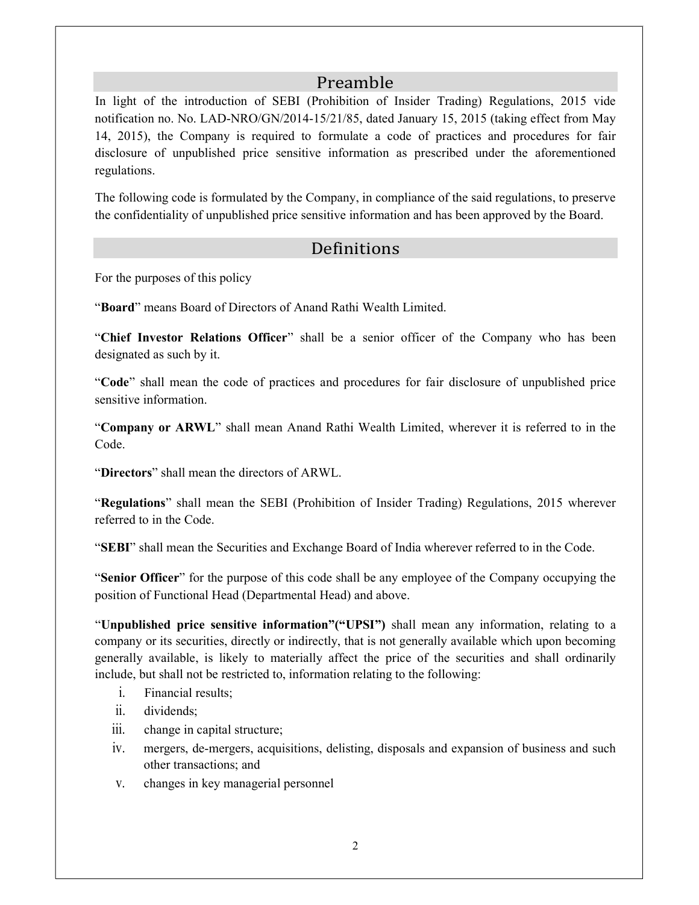## Preamble

In light of the introduction of SEBI (Prohibition of Insider Trading) Regulations, 2015 vide notification no. No. LAD-NRO/GN/2014-15/21/85, dated January 15, 2015 (taking effect from May 14, 2015), the Company is required to formulate a code of practices and procedures for fair disclosure of unpublished price sensitive information as prescribed under the aforementioned regulations.

The following code is formulated by the Company, in compliance of the said regulations, to preserve the confidentiality of unpublished price sensitive information and has been approved by the Board.

## Definitions

For the purposes of this policy

"**Board**" means Board of Directors of Anand Rathi Wealth Limited.

"**Chief Investor Relations Officer**" shall be a senior officer of the Company who has been designated as such by it.

"**Code**" shall mean the code of practices and procedures for fair disclosure of unpublished price sensitive information.

"**Company or ARWL**" shall mean Anand Rathi Wealth Limited, wherever it is referred to in the Code.

"**Directors**" shall mean the directors of ARWL.

"**Regulations**" shall mean the SEBI (Prohibition of Insider Trading) Regulations, 2015 wherever referred to in the Code.

"**SEBI**" shall mean the Securities and Exchange Board of India wherever referred to in the Code.

"**Senior Officer**" for the purpose of this code shall be any employee of the Company occupying the position of Functional Head (Departmental Head) and above.

"**Unpublished price sensitive information"("UPSI")** shall mean any information, relating to a company or its securities, directly or indirectly, that is not generally available which upon becoming generally available, is likely to materially affect the price of the securities and shall ordinarily include, but shall not be restricted to, information relating to the following:

i. Financial results;
ii. dividends;
iii. change in capital structure;
iv. mergers, de-mergers, acquisitions, delisting, disposals and expansion of business and such other transactions; and
v. changes in key managerial personnel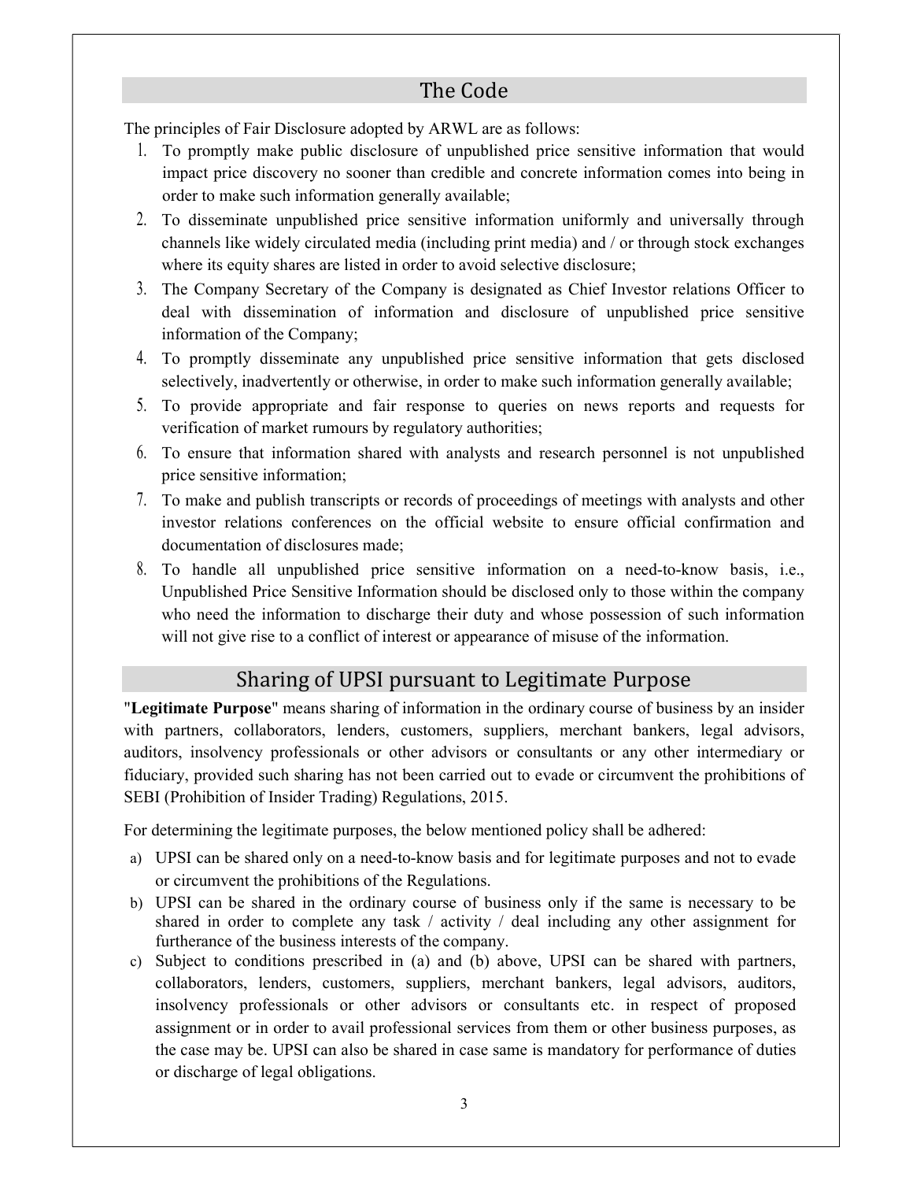## The Code

The principles of Fair Disclosure adopted by ARWL are as follows:

1. To promptly make public disclosure of unpublished price sensitive information that would impact price discovery no sooner than credible and concrete information comes into being in order to make such information generally available;
2. To disseminate unpublished price sensitive information uniformly and universally through channels like widely circulated media (including print media) and / or through stock exchanges where its equity shares are listed in order to avoid selective disclosure;
3. The Company Secretary of the Company is designated as Chief Investor relations Officer to deal with dissemination of information and disclosure of unpublished price sensitive information of the Company;
4. To promptly disseminate any unpublished price sensitive information that gets disclosed selectively, inadvertently or otherwise, in order to make such information generally available;
5. To provide appropriate and fair response to queries on news reports and requests for verification of market rumours by regulatory authorities;
6. To ensure that information shared with analysts and research personnel is not unpublished price sensitive information;
7. To make and publish transcripts or records of proceedings of meetings with analysts and other investor relations conferences on the official website to ensure official confirmation and documentation of disclosures made;
8. To handle all unpublished price sensitive information on a need-to-know basis, i.e., Unpublished Price Sensitive Information should be disclosed only to those within the company who need the information to discharge their duty and whose possession of such information will not give rise to a conflict of interest or appearance of misuse of the information.

## Sharing of UPSI pursuant to Legitimate Purpose

"**Legitimate Purpose**" means sharing of information in the ordinary course of business by an insider with partners, collaborators, lenders, customers, suppliers, merchant bankers, legal advisors, auditors, insolvency professionals or other advisors or consultants or any other intermediary or fiduciary, provided such sharing has not been carried out to evade or circumvent the prohibitions of SEBI (Prohibition of Insider Trading) Regulations, 2015.

For determining the legitimate purposes, the below mentioned policy shall be adhered:

a) UPSI can be shared only on a need-to-know basis and for legitimate purposes and not to evade or circumvent the prohibitions of the Regulations.
b) UPSI can be shared in the ordinary course of business only if the same is necessary to be shared in order to complete any task / activity / deal including any other assignment for furtherance of the business interests of the company.
c) Subject to conditions prescribed in (a) and (b) above, UPSI can be shared with partners, collaborators, lenders, customers, suppliers, merchant bankers, legal advisors, auditors, insolvency professionals or other advisors or consultants etc. in respect of proposed assignment or in order to avail professional services from them or other business purposes, as the case may be. UPSI can also be shared in case same is mandatory for performance of duties or discharge of legal obligations.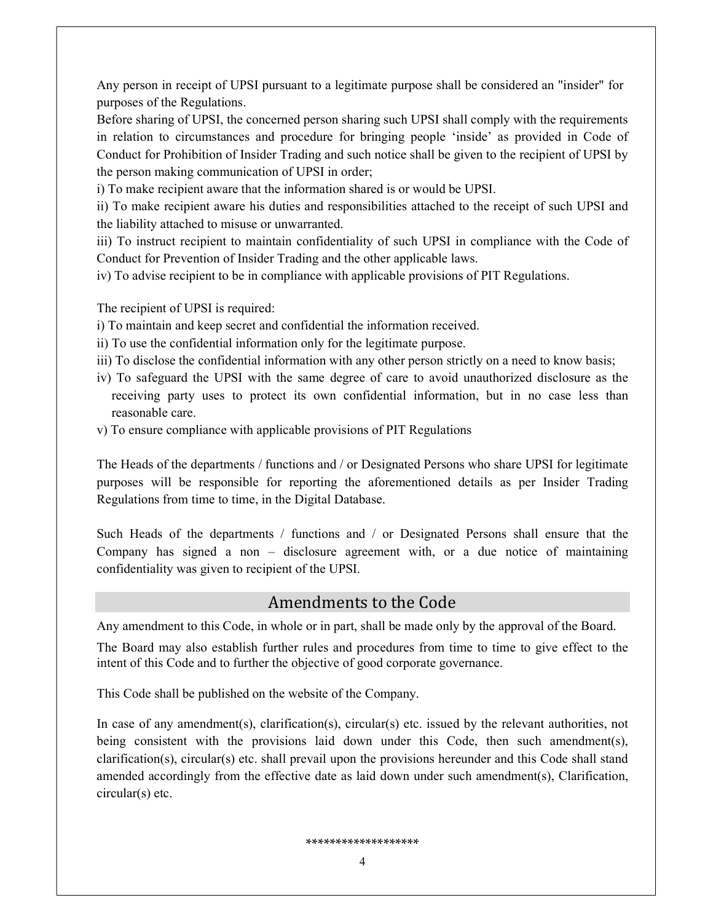Any person in receipt of UPSI pursuant to a legitimate purpose shall be considered an "insider" for purposes of the Regulations.

Before sharing of UPSI, the concerned person sharing such UPSI shall comply with the requirements in relation to circumstances and procedure for bringing people 'inside' as provided in Code of Conduct for Prohibition of Insider Trading and such notice shall be given to the recipient of UPSI by the person making communication of UPSI in order;

i) To make recipient aware that the information shared is or would be UPSI.

ii) To make recipient aware his duties and responsibilities attached to the receipt of such UPSI and the liability attached to misuse or unwarranted.

iii) To instruct recipient to maintain confidentiality of such UPSI in compliance with the Code of Conduct for Prevention of Insider Trading and the other applicable laws.

iv) To advise recipient to be in compliance with applicable provisions of PIT Regulations.

The recipient of UPSI is required:

i) To maintain and keep secret and confidential the information received.

ii) To use the confidential information only for the legitimate purpose.

iii) To disclose the confidential information with any other person strictly on a need to know basis;

iv) To safeguard the UPSI with the same degree of care to avoid unauthorized disclosure as the receiving party uses to protect its own confidential information, but in no case less than reasonable care.

v) To ensure compliance with applicable provisions of PIT Regulations

The Heads of the departments / functions and / or Designated Persons who share UPSI for legitimate purposes will be responsible for reporting the aforementioned details as per Insider Trading Regulations from time to time, in the Digital Database.

Such Heads of the departments / functions and / or Designated Persons shall ensure that the Company has signed a non – disclosure agreement with, or a due notice of maintaining confidentiality was given to recipient of the UPSI.

## Amendments to the Code

Any amendment to this Code, in whole or in part, shall be made only by the approval of the Board.

The Board may also establish further rules and procedures from time to time to give effect to the intent of this Code and to further the objective of good corporate governance.

This Code shall be published on the website of the Company.

In case of any amendment(s), clarification(s), circular(s) etc. issued by the relevant authorities, not being consistent with the provisions laid down under this Code, then such amendment(s), clarification(s), circular(s) etc. shall prevail upon the provisions hereunder and this Code shall stand amended accordingly from the effective date as laid down under such amendment(s), Clarification, circular(s) etc.

\*\*\*\*\*\*\*\*\*\*\*\*\*\*\*\*\*\*